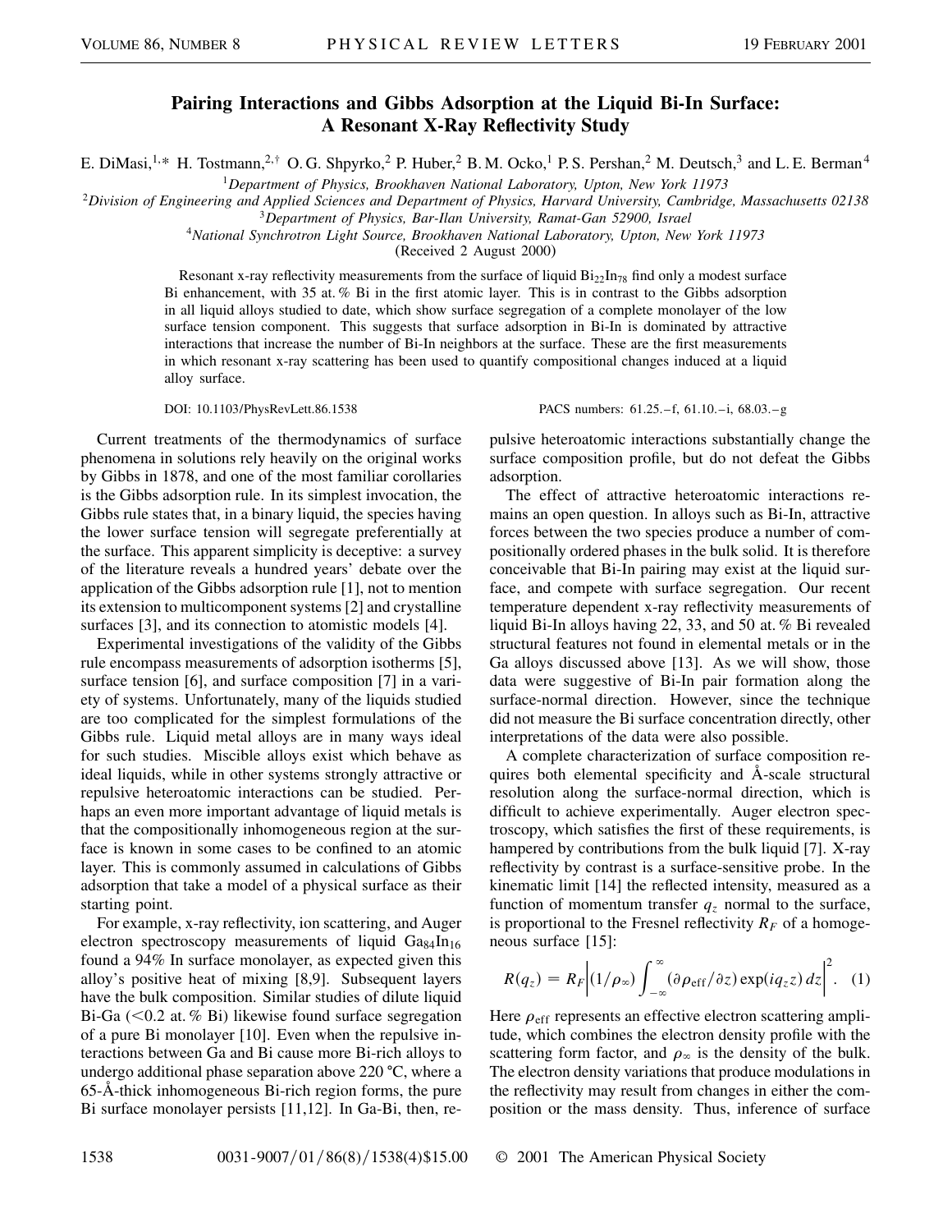# Pairing Interactions and Gibbs Adsorption at the Liquid Bi-In Surface: A Resonant X-Ray Reflectivity Study

E. DiMasi,[1,*] H. Tostmann,[2,†] O. G. Shpyrko,[2] P. Huber,[2] B. M. Ocko,[1] P. S. Pershan,[2] M. Deutsch,[3] and L. E. Berman[4]

[1]*Department of Physics, Brookhaven National Laboratory, Upton, New York 11973*
[2]*Division of Engineering and Applied Sciences and Department of Physics, Harvard University, Cambridge, Massachusetts 02138*
[3]*Department of Physics, Bar-Ilan University, Ramat-Gan 52900, Israel*
[4]*National Synchrotron Light Source, Brookhaven National Laboratory, Upton, New York 11973*

(Received 2 August 2000)

Resonant x-ray reflectivity measurements from the surface of liquid $Bi_{22}In_{78}$ find only a modest surface Bi enhancement, with 35 at. % Bi in the first atomic layer. This is in contrast to the Gibbs adsorption in all liquid alloys studied to date, which show surface segregation of a complete monolayer of the low surface tension component. This suggests that surface adsorption in Bi-In is dominated by attractive interactions that increase the number of Bi-In neighbors at the surface. These are the first measurements in which resonant x-ray scattering has been used to quantify compositional changes induced at a liquid alloy surface.

DOI: 10.1103/PhysRevLett.86.1538 PACS numbers: 61.25.–f, 61.10.–i, 68.03.–g

Current treatments of the thermodynamics of surface phenomena in solutions rely heavily on the original works by Gibbs in 1878, and one of the most familiar corollaries is the Gibbs adsorption rule. In its simplest invocation, the Gibbs rule states that, in a binary liquid, the species having the lower surface tension will segregate preferentially at the surface. This apparent simplicity is deceptive: a survey of the literature reveals a hundred years' debate over the application of the Gibbs adsorption rule [1], not to mention its extension to multicomponent systems [2] and crystalline surfaces [3], and its connection to atomistic models [4].

Experimental investigations of the validity of the Gibbs rule encompass measurements of adsorption isotherms [5], surface tension [6], and surface composition [7] in a variety of systems. Unfortunately, many of the liquids studied are too complicated for the simplest formulations of the Gibbs rule. Liquid metal alloys are in many ways ideal for such studies. Miscible alloys exist which behave as ideal liquids, while in other systems strongly attractive or repulsive heteroatomic interactions can be studied. Perhaps an even more important advantage of liquid metals is that the compositionally inhomogeneous region at the surface is known in some cases to be confined to an atomic layer. This is commonly assumed in calculations of Gibbs adsorption that take a model of a physical surface as their starting point.

For example, x-ray reflectivity, ion scattering, and Auger electron spectroscopy measurements of liquid $Ga_{84}In_{16}$ found a 94% In surface monolayer, as expected given this alloy's positive heat of mixing [8,9]. Subsequent layers have the bulk composition. Similar studies of dilute liquid Bi-Ga (<0.2 at. % Bi) likewise found surface segregation of a pure Bi monolayer [10]. Even when the repulsive interactions between Ga and Bi cause more Bi-rich alloys to undergo additional phase separation above 220 °C, where a 65-Å-thick inhomogeneous Bi-rich region forms, the pure Bi surface monolayer persists [11,12]. In Ga-Bi, then, repulsive heteroatomic interactions substantially change the surface composition profile, but do not defeat the Gibbs adsorption.

The effect of attractive heteroatomic interactions remains an open question. In alloys such as Bi-In, attractive forces between the two species produce a number of compositionally ordered phases in the bulk solid. It is therefore conceivable that Bi-In pairing may exist at the liquid surface, and compete with surface segregation. Our recent temperature dependent x-ray reflectivity measurements of liquid Bi-In alloys having 22, 33, and 50 at. % Bi revealed structural features not found in elemental metals or in the Ga alloys discussed above [13]. As we will show, those data were suggestive of Bi-In pair formation along the surface-normal direction. However, since the technique did not measure the Bi surface concentration directly, other interpretations of the data were also possible.

A complete characterization of surface composition requires both elemental specificity and Å-scale structural resolution along the surface-normal direction, which is difficult to achieve experimentally. Auger electron spectroscopy, which satisfies the first of these requirements, is hampered by contributions from the bulk liquid [7]. X-ray reflectivity by contrast is a surface-sensitive probe. In the kinematic limit [14] the reflected intensity, measured as a function of momentum transfer $q_z$ normal to the surface, is proportional to the Fresnel reflectivity $R_F$ of a homogeneous surface [15]:

$$R(q_z) = R_F \left| (1/\rho_\infty) \int_{-\infty}^{\infty} (\partial \rho_{\rm eff}/\partial z) \exp(i q_z z)\, dz \right|^2 . \quad (1)$$

Here $\rho_{\rm eff}$ represents an effective electron scattering amplitude, which combines the electron density profile with the scattering form factor, and $\rho_\infty$ is the density of the bulk. The electron density variations that produce modulations in the reflectivity may result from changes in either the composition or the mass density. Thus, inference of surface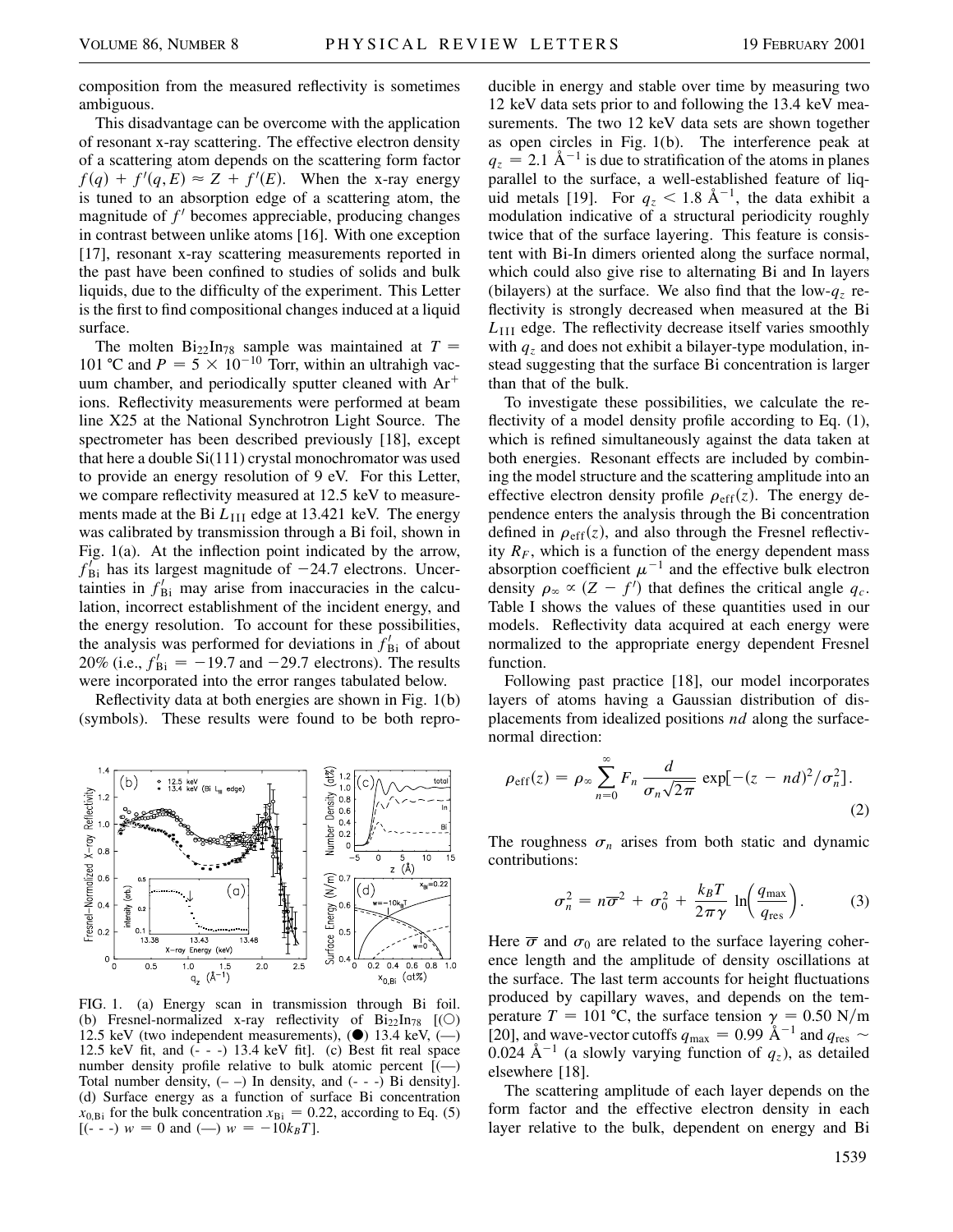composition from the measured reflectivity is sometimes ambiguous.

This disadvantage can be overcome with the application of resonant x-ray scattering. The effective electron density of a scattering atom depends on the scattering form factor $f(q) + f'(q, E) \approx Z + f'(E)$. When the x-ray energy is tuned to an absorption edge of a scattering atom, the magnitude of $f'$ becomes appreciable, producing changes in contrast between unlike atoms [16]. With one exception [17], resonant x-ray scattering measurements reported in the past have been confined to studies of solids and bulk liquids, due to the difficulty of the experiment. This Letter is the first to find compositional changes induced at a liquid surface.

The molten $Bi_{22}In_{78}$ sample was maintained at $T = 101$ °C and $P = 5 \times 10^{-10}$ Torr, within an ultrahigh vacuum chamber, and periodically sputter cleaned with $Ar^+$ ions. Reflectivity measurements were performed at beam line X25 at the National Synchrotron Light Source. The spectrometer has been described previously [18], except that here a double Si(111) crystal monochromator was used to provide an energy resolution of 9 eV. For this Letter, we compare reflectivity measured at 12.5 keV to measurements made at the Bi $L_{III}$ edge at 13.421 keV. The energy was calibrated by transmission through a Bi foil, shown in Fig. 1(a). At the inflection point indicated by the arrow, $f'_{Bi}$ has its largest magnitude of $-24.7$ electrons. Uncertainties in $f'_{Bi}$ may arise from inaccuracies in the calculation, incorrect establishment of the incident energy, and the energy resolution. To account for these possibilities, the analysis was performed for deviations in $f'_{Bi}$ of about 20% (i.e., $f'_{Bi} = -19.7$ and $-29.7$ electrons). The results were incorporated into the error ranges tabulated below.

Reflectivity data at both energies are shown in Fig. 1(b) (symbols). These results were found to be both reproducible in energy and stable over time by measuring two 12 keV data sets prior to and following the 13.4 keV measurements. The two 12 keV data sets are shown together as open circles in Fig. 1(b). The interference peak at $q_z = 2.1$ Å$^{-1}$ is due to stratification of the atoms in planes parallel to the surface, a well-established feature of liquid metals [19]. For $q_z < 1.8$ Å$^{-1}$, the data exhibit a modulation indicative of a structural periodicity roughly twice that of the surface layering. This feature is consistent with Bi-In dimers oriented along the surface normal, which could also give rise to alternating Bi and In layers (bilayers) at the surface. We also find that the low-$q_z$ reflectivity is strongly decreased when measured at the Bi $L_{III}$ edge. The reflectivity decrease itself varies smoothly with $q_z$ and does not exhibit a bilayer-type modulation, instead suggesting that the surface Bi concentration is larger than that of the bulk.

FIG. 1. (a) Energy scan in transmission through Bi foil. (b) Fresnel-normalized x-ray reflectivity of $Bi_{22}In_{78}$ [(○) 12.5 keV (two independent measurements), (●) 13.4 keV, (—) 12.5 keV fit, and (- - -) 13.4 keV fit]. (c) Best fit real space number density profile relative to bulk atomic percent [(—) Total number density, (– –) In density, and (- - -) Bi density]. (d) Surface energy as a function of surface Bi concentration $x_{0,Bi}$ for the bulk concentration $x_{Bi} = 0.22$, according to Eq. (5) [(- - -) $w = 0$ and (—) $w = -10k_BT$].

To investigate these possibilities, we calculate the reflectivity of a model density profile according to Eq. (1), which is refined simultaneously against the data taken at both energies. Resonant effects are included by combining the model structure and the scattering amplitude into an effective electron density profile $\rho_{\text{eff}}(z)$. The energy dependence enters the analysis through the Bi concentration defined in $\rho_{\text{eff}}(z)$, and also through the Fresnel reflectivity $R_F$, which is a function of the energy dependent mass absorption coefficient $\mu^{-1}$ and the effective bulk electron density $\rho_\infty \propto (Z - f')$ that defines the critical angle $q_c$. Table I shows the values of these quantities used in our models. Reflectivity data acquired at each energy were normalized to the appropriate energy dependent Fresnel function.

Following past practice [18], our model incorporates layers of atoms having a Gaussian distribution of displacements from idealized positions $nd$ along the surface-normal direction:

$$\rho_{\text{eff}}(z) = \rho_\infty \sum_{n=0}^{\infty} F_n \frac{d}{\sigma_n \sqrt{2\pi}} \exp[-(z - nd)^2/\sigma_n^2]. \tag{2}$$

The roughness $\sigma_n$ arises from both static and dynamic contributions:

$$\sigma_n^2 = n\overline{\sigma}^2 + \sigma_0^2 + \frac{k_B T}{2\pi\gamma} \ln\left(\frac{q_{\max}}{q_{\text{res}}}\right). \tag{3}$$

Here $\overline{\sigma}$ and $\sigma_0$ are related to the surface layering coherence length and the amplitude of density oscillations at the surface. The last term accounts for height fluctuations produced by capillary waves, and depends on the temperature $T = 101$ °C, the surface tension $\gamma = 0.50$ N/m [20], and wave-vector cutoffs $q_{\max} = 0.99$ Å$^{-1}$ and $q_{\text{res}} \sim 0.024$ Å$^{-1}$ (a slowly varying function of $q_z$), as detailed elsewhere [18].

The scattering amplitude of each layer depends on the form factor and the effective electron density in each layer relative to the bulk, dependent on energy and Bi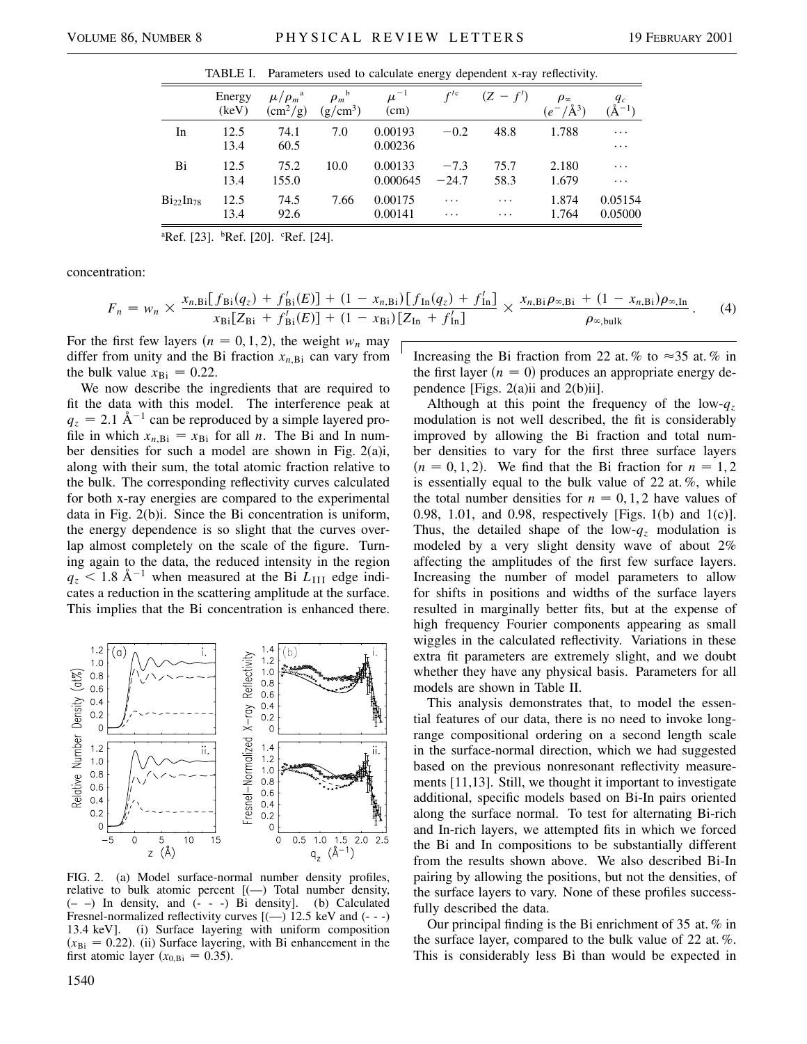TABLE I. Parameters used to calculate energy dependent x-ray reflectivity.

| | Energy (keV) | $\mu/\rho_m$ [a] (cm$^2$/g) | $\rho_m$ [b] (g/cm$^3$) | $\mu^{-1}$ (cm) | $f'^{c}$ | $(Z - f')$ | $\rho_\infty$ ($e^-$/Å$^3$) | $q_c$ (Å$^{-1}$) |
|---|---|---|---|---|---|---|---|---|
| In | 12.5 | 74.1 | 7.0 | 0.00193 | −0.2 | 48.8 | 1.788 | ⋯ |
| | 13.4 | 60.5 | | 0.00236 | | | | ⋯ |
| Bi | 12.5 | 75.2 | 10.0 | 0.00133 | −7.3 | 75.7 | 2.180 | ⋯ |
| | 13.4 | 155.0 | | 0.000645 | −24.7 | 58.3 | 1.679 | ⋯ |
| $Bi_{22}In_{78}$ | 12.5 | 74.5 | 7.66 | 0.00175 | ⋯ | ⋯ | 1.874 | 0.05154 |
| | 13.4 | 92.6 | | 0.00141 | ⋯ | ⋯ | 1.764 | 0.05000 |

[a]Ref. [23]. [b]Ref. [20]. [c]Ref. [24].

concentration:

$$F_n = w_n \times \frac{x_{n,\mathrm{Bi}}[f_{\mathrm{Bi}}(q_z) + f'_{\mathrm{Bi}}(E)] + (1 - x_{n,\mathrm{Bi}})[f_{\mathrm{In}}(q_z) + f'_{\mathrm{In}}]}{x_{\mathrm{Bi}}[Z_{\mathrm{Bi}} + f'_{\mathrm{Bi}}(E)] + (1 - x_{\mathrm{Bi}})[Z_{\mathrm{In}} + f'_{\mathrm{In}}]} \times \frac{x_{n,\mathrm{Bi}}\rho_{\infty,\mathrm{Bi}} + (1 - x_{n,\mathrm{Bi}})\rho_{\infty,\mathrm{In}}}{\rho_{\infty,\mathrm{bulk}}}. \qquad (4)$$

For the first few layers ($n = 0, 1, 2$), the weight $w_n$ may differ from unity and the Bi fraction $x_{n,\mathrm{Bi}}$ can vary from the bulk value $x_{\mathrm{Bi}} = 0.22$.

We now describe the ingredients that are required to fit the data with this model. The interference peak at $q_z = 2.1$ Å$^{-1}$ can be reproduced by a simple layered profile in which $x_{n,\mathrm{Bi}} = x_{\mathrm{Bi}}$ for all $n$. The Bi and In number densities for such a model are shown in Fig. 2(a)i, along with their sum, the total atomic fraction relative to the bulk. The corresponding reflectivity curves calculated for both x-ray energies are compared to the experimental data in Fig. 2(b)i. Since the Bi concentration is uniform, the energy dependence is so slight that the curves overlap almost completely on the scale of the figure. Turning again to the data, the reduced intensity in the region $q_z < 1.8$ Å$^{-1}$ when measured at the Bi $L_{\mathrm{III}}$ edge indicates a reduction in the scattering amplitude at the surface. This implies that the Bi concentration is enhanced there.

(a) i. ii. Relative Number Density (at%) 1.2 1.0 0.8 0.6 0.4 0.2 0 −5 0 5 10 15 z (Å)

(b) i. ii. Fresnel-Normalized X-ray Reflectivity 1.4 1.2 1.0 0.8 0.6 0.4 0.2 0 0 0.5 1.0 1.5 2.0 2.5 $q_z$ (Å$^{-1}$)

FIG. 2. (a) Model surface-normal number density profiles, relative to bulk atomic percent [(—) Total number density, (– –) In density, and (- - -) Bi density]. (b) Calculated Fresnel-normalized reflectivity curves [(—) 12.5 keV and (- - -) 13.4 keV]. (i) Surface layering with uniform composition ($x_{\mathrm{Bi}} = 0.22$). (ii) Surface layering, with Bi enhancement in the first atomic layer ($x_{0,\mathrm{Bi}} = 0.35$).

Increasing the Bi fraction from 22 at. % to ≈35 at. % in the first layer ($n = 0$) produces an appropriate energy dependence [Figs. 2(a)ii and 2(b)ii].

Although at this point the frequency of the low-$q_z$ modulation is not well described, the fit is considerably improved by allowing the Bi fraction and total number densities to vary for the first three surface layers ($n = 0, 1, 2$). We find that the Bi fraction for $n = 1, 2$ is essentially equal to the bulk value of 22 at. %, while the total number densities for $n = 0, 1, 2$ have values of 0.98, 1.01, and 0.98, respectively [Figs. 1(b) and 1(c)]. Thus, the detailed shape of the low-$q_z$ modulation is modeled by a very slight density wave of about 2% affecting the amplitudes of the first few surface layers. Increasing the number of model parameters to allow for shifts in positions and widths of the surface layers resulted in marginally better fits, but at the expense of high frequency Fourier components appearing as small wiggles in the calculated reflectivity. Variations in these extra fit parameters are extremely slight, and we doubt whether they have any physical basis. Parameters for all models are shown in Table II.

This analysis demonstrates that, to model the essential features of our data, there is no need to invoke long-range compositional ordering on a second length scale in the surface-normal direction, which we had suggested based on the previous nonresonant reflectivity measurements [11,13]. Still, we thought it important to investigate additional, specific models based on Bi-In pairs oriented along the surface normal. To test for alternating Bi-rich and In-rich layers, we attempted fits in which we forced the Bi and In compositions to be substantially different from the results shown above. We also described Bi-In pairing by allowing the positions, but not the densities, of the surface layers to vary. None of these profiles successfully described the data.

Our principal finding is the Bi enrichment of 35 at. % in the surface layer, compared to the bulk value of 22 at. %. This is considerably less Bi than would be expected in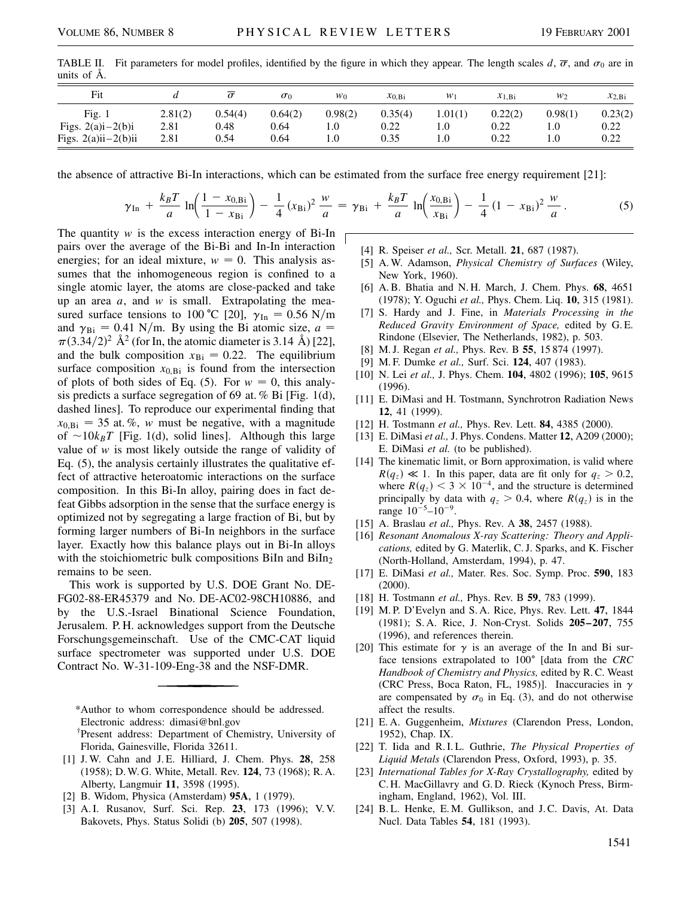TABLE II. Fit parameters for model profiles, identified by the figure in which they appear. The length scales $d$, $\overline{\sigma}$, and $\sigma_0$ are in units of Å.

| Fit | $d$ | $\overline{\sigma}$ | $\sigma_0$ | $w_0$ | $x_{0,\mathrm{Bi}}$ | $w_1$ | $x_{1,\mathrm{Bi}}$ | $w_2$ | $x_{2,\mathrm{Bi}}$ |
|---|---|---|---|---|---|---|---|---|---|
| Fig. 1 | 2.81(2) | 0.54(4) | 0.64(2) | 0.98(2) | 0.35(4) | 1.01(1) | 0.22(2) | 0.98(1) | 0.23(2) |
| Figs. 2(a)i–2(b)i | 2.81 | 0.48 | 0.64 | 1.0 | 0.22 | 1.0 | 0.22 | 1.0 | 0.22 |
| Figs. 2(a)ii–2(b)ii | 2.81 | 0.54 | 0.64 | 1.0 | 0.35 | 1.0 | 0.22 | 1.0 | 0.22 |

the absence of attractive Bi-In interactions, which can be estimated from the surface free energy requirement [21]:

$$\gamma_{\mathrm{In}} + \frac{k_B T}{a} \ln\left(\frac{1 - x_{0,\mathrm{Bi}}}{1 - x_{\mathrm{Bi}}}\right) - \frac{1}{4}(x_{\mathrm{Bi}})^2 \frac{w}{a} = \gamma_{\mathrm{Bi}} + \frac{k_B T}{a} \ln\left(\frac{x_{0,\mathrm{Bi}}}{x_{\mathrm{Bi}}}\right) - \frac{1}{4}(1 - x_{\mathrm{Bi}})^2 \frac{w}{a}. \quad (5)$$

The quantity $w$ is the excess interaction energy of Bi-In pairs over the average of the Bi-Bi and In-In interaction energies; for an ideal mixture, $w = 0$. This analysis assumes that the inhomogeneous region is confined to a single atomic layer, the atoms are close-packed and take up an area $a$, and $w$ is small. Extrapolating the measured surface tensions to 100 °C [20], $\gamma_{\mathrm{In}} = 0.56$ N/m and $\gamma_{\mathrm{Bi}} = 0.41$ N/m. By using the Bi atomic size, $a = \pi(3.34/2)^2$ Å$^2$ (for In, the atomic diameter is 3.14 Å) [22], and the bulk composition $x_{\mathrm{Bi}} = 0.22$. The equilibrium surface composition $x_{0,\mathrm{Bi}}$ is found from the intersection of plots of both sides of Eq. (5). For $w = 0$, this analysis predicts a surface segregation of 69 at. % Bi [Fig. 1(d), dashed lines]. To reproduce our experimental finding that $x_{0,\mathrm{Bi}} = 35$ at. %, $w$ must be negative, with a magnitude of $\sim 10 k_B T$ [Fig. 1(d), solid lines]. Although this large value of $w$ is most likely outside the range of validity of Eq. (5), the analysis certainly illustrates the qualitative effect of attractive heteroatomic interactions on the surface composition. In this Bi-In alloy, pairing does in fact defeat Gibbs adsorption in the sense that the surface energy is optimized not by segregating a large fraction of Bi, but by forming larger numbers of Bi-In neighbors in the surface layer. Exactly how this balance plays out in Bi-In alloys with the stoichiometric bulk compositions BiIn and $\mathrm{BiIn_2}$ remains to be seen.

This work is supported by U.S. DOE Grant No. DE-FG02-88-ER45379 and No. DE-AC02-98CH10886, and by the U.S.-Israel Binational Science Foundation, Jerusalem. P. H. acknowledges support from the Deutsche Forschungsgemeinschaft. Use of the CMC-CAT liquid surface spectrometer was supported under U.S. DOE Contract No. W-31-109-Eng-38 and the NSF-DMR.

---

*Author to whom correspondence should be addressed. Electronic address: dimasi@bnl.gov

†Present address: Department of Chemistry, University of Florida, Gainesville, Florida 32611.

[1] J. W. Cahn and J. E. Hilliard, J. Chem. Phys. **28**, 258 (1958); D. W. G. White, Metall. Rev. **124**, 73 (1968); R. A. Alberty, Langmuir **11**, 3598 (1995).

[2] B. Widom, Physica (Amsterdam) **95A**, 1 (1979).

[3] A. I. Rusanov, Surf. Sci. Rep. **23**, 173 (1996); V. V. Bakovets, Phys. Status Solidi (b) **205**, 507 (1998).

[4] R. Speiser *et al.,* Scr. Metall. **21**, 687 (1987).

[5] A. W. Adamson, *Physical Chemistry of Surfaces* (Wiley, New York, 1960).

[6] A. B. Bhatia and N. H. March, J. Chem. Phys. **68**, 4651 (1978); Y. Oguchi *et al.,* Phys. Chem. Liq. **10**, 315 (1981).

[7] S. Hardy and J. Fine, in *Materials Processing in the Reduced Gravity Environment of Space,* edited by G. E. Rindone (Elsevier, The Netherlands, 1982), p. 503.

[8] M. J. Regan *et al.,* Phys. Rev. B **55**, 15 874 (1997).

[9] M. F. Dumke *et al.,* Surf. Sci. **124**, 407 (1983).

[10] N. Lei *et al.,* J. Phys. Chem. **104**, 4802 (1996); **105**, 9615 (1996).

[11] E. DiMasi and H. Tostmann, Synchrotron Radiation News **12**, 41 (1999).

[12] H. Tostmann *et al.,* Phys. Rev. Lett. **84**, 4385 (2000).

[13] E. DiMasi *et al.,* J. Phys. Condens. Matter **12**, A209 (2000); E. DiMasi *et al.* (to be published).

[14] The kinematic limit, or Born approximation, is valid where $R(q_z) \ll 1$. In this paper, data are fit only for $q_z > 0.2$, where $R(q_z) < 3 \times 10^{-4}$, and the structure is determined principally by data with $q_z > 0.4$, where $R(q_z)$ is in the range $10^{-5}$–$10^{-9}$.

[15] A. Braslau *et al.,* Phys. Rev. A **38**, 2457 (1988).

[16] *Resonant Anomalous X-ray Scattering: Theory and Applications,* edited by G. Materlik, C. J. Sparks, and K. Fischer (North-Holland, Amsterdam, 1994), p. 47.

[17] E. DiMasi *et al.,* Mater. Res. Soc. Symp. Proc. **590**, 183 (2000).

[18] H. Tostmann *et al.,* Phys. Rev. B **59**, 783 (1999).

[19] M. P. D'Evelyn and S. A. Rice, Phys. Rev. Lett. **47**, 1844 (1981); S. A. Rice, J. Non-Cryst. Solids **205–207**, 755 (1996), and references therein.

[20] This estimate for $\gamma$ is an average of the In and Bi surface tensions extrapolated to 100° [data from the *CRC Handbook of Chemistry and Physics,* edited by R. C. Weast (CRC Press, Boca Raton, FL, 1985)]. Inaccuracies in $\gamma$ are compensated by $\sigma_0$ in Eq. (3), and do not otherwise affect the results.

[21] E. A. Guggenheim, *Mixtures* (Clarendon Press, London, 1952), Chap. IX.

[22] T. Iida and R. I. L. Guthrie, *The Physical Properties of Liquid Metals* (Clarendon Press, Oxford, 1993), p. 35.

[23] *International Tables for X-Ray Crystallography,* edited by C. H. MacGillavry and G. D. Rieck (Kynoch Press, Birmingham, England, 1962), Vol. III.

[24] B. L. Henke, E. M. Gullikson, and J. C. Davis, At. Data Nucl. Data Tables **54**, 181 (1993).